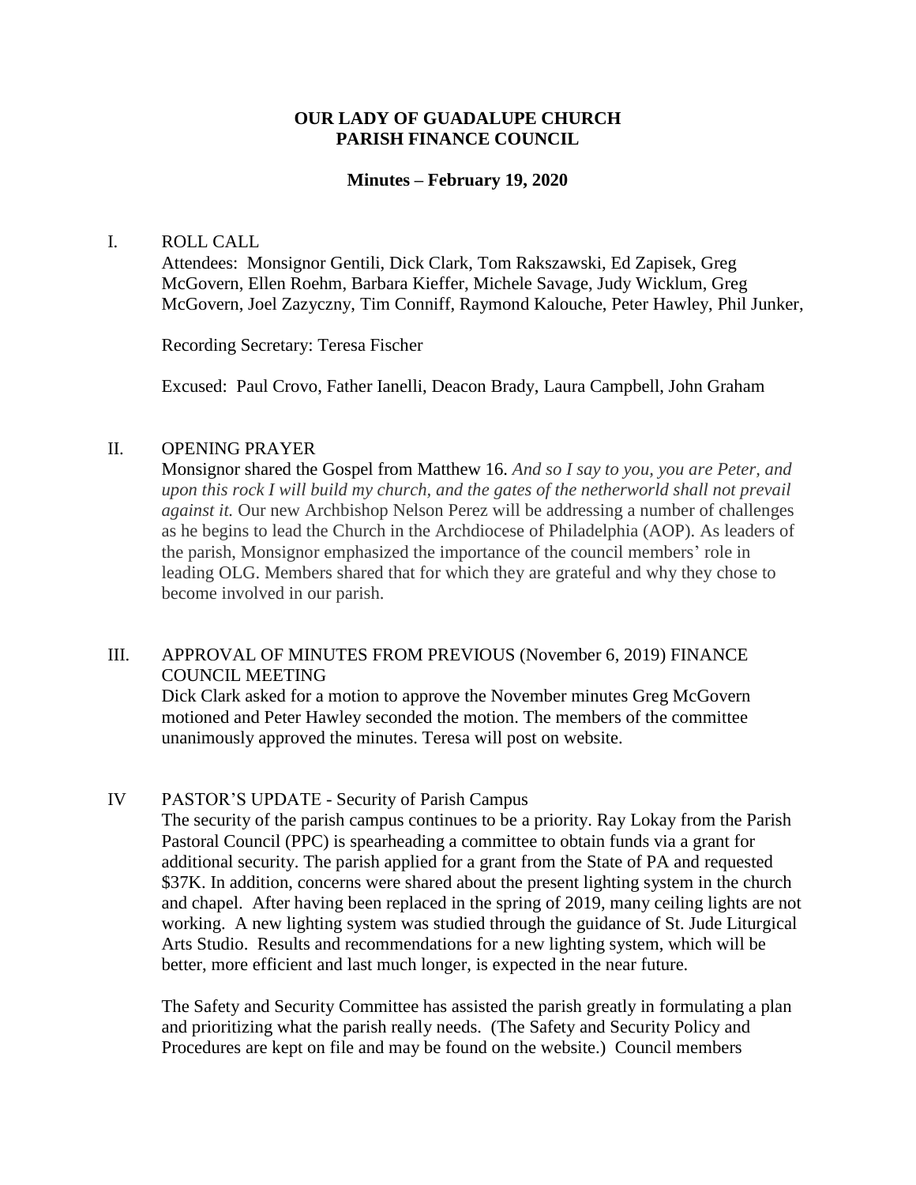**OUR LADY OF GUADALUPE CHURCH**
**PARISH FINANCE COUNCIL**

**Minutes – February 19, 2020**

## I. ROLL CALL

Attendees: Monsignor Gentili, Dick Clark, Tom Rakszawski, Ed Zapisek, Greg McGovern, Ellen Roehm, Barbara Kieffer, Michele Savage, Judy Wicklum, Greg McGovern, Joel Zazyczny, Tim Conniff, Raymond Kalouche, Peter Hawley, Phil Junker,

Recording Secretary: Teresa Fischer

Excused: Paul Crovo, Father Ianelli, Deacon Brady, Laura Campbell, John Graham

## II. OPENING PRAYER

Monsignor shared the Gospel from Matthew 16. *And so I say to you, you are Peter, and upon this rock I will build my church, and the gates of the netherworld shall not prevail against it.* Our new Archbishop Nelson Perez will be addressing a number of challenges as he begins to lead the Church in the Archdiocese of Philadelphia (AOP). As leaders of the parish, Monsignor emphasized the importance of the council members' role in leading OLG. Members shared that for which they are grateful and why they chose to become involved in our parish.

## III. APPROVAL OF MINUTES FROM PREVIOUS (November 6, 2019) FINANCE COUNCIL MEETING

Dick Clark asked for a motion to approve the November minutes Greg McGovern motioned and Peter Hawley seconded the motion. The members of the committee unanimously approved the minutes. Teresa will post on website.

## IV PASTOR'S UPDATE - Security of Parish Campus

The security of the parish campus continues to be a priority. Ray Lokay from the Parish Pastoral Council (PPC) is spearheading a committee to obtain funds via a grant for additional security. The parish applied for a grant from the State of PA and requested $37K. In addition, concerns were shared about the present lighting system in the church and chapel. After having been replaced in the spring of 2019, many ceiling lights are not working. A new lighting system was studied through the guidance of St. Jude Liturgical Arts Studio. Results and recommendations for a new lighting system, which will be better, more efficient and last much longer, is expected in the near future.

The Safety and Security Committee has assisted the parish greatly in formulating a plan and prioritizing what the parish really needs. (The Safety and Security Policy and Procedures are kept on file and may be found on the website.) Council members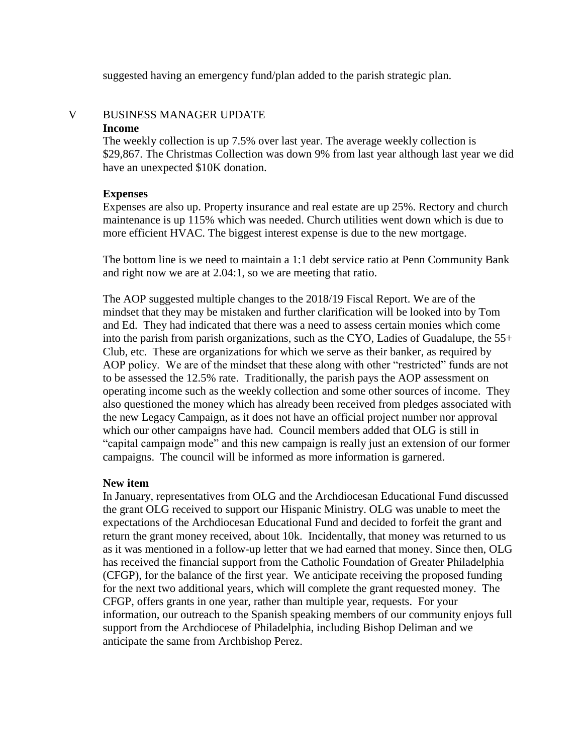suggested having an emergency fund/plan added to the parish strategic plan.

## V BUSINESS MANAGER UPDATE

**Income**

The weekly collection is up 7.5% over last year. The average weekly collection is $29,867. The Christmas Collection was down 9% from last year although last year we did have an unexpected $10K donation.

**Expenses**

Expenses are also up. Property insurance and real estate are up 25%. Rectory and church maintenance is up 115% which was needed. Church utilities went down which is due to more efficient HVAC. The biggest interest expense is due to the new mortgage.

The bottom line is we need to maintain a 1:1 debt service ratio at Penn Community Bank and right now we are at 2.04:1, so we are meeting that ratio.

The AOP suggested multiple changes to the 2018/19 Fiscal Report. We are of the mindset that they may be mistaken and further clarification will be looked into by Tom and Ed. They had indicated that there was a need to assess certain monies which come into the parish from parish organizations, such as the CYO, Ladies of Guadalupe, the 55+ Club, etc. These are organizations for which we serve as their banker, as required by AOP policy. We are of the mindset that these along with other "restricted" funds are not to be assessed the 12.5% rate. Traditionally, the parish pays the AOP assessment on operating income such as the weekly collection and some other sources of income. They also questioned the money which has already been received from pledges associated with the new Legacy Campaign, as it does not have an official project number nor approval which our other campaigns have had. Council members added that OLG is still in "capital campaign mode" and this new campaign is really just an extension of our former campaigns. The council will be informed as more information is garnered.

**New item**

In January, representatives from OLG and the Archdiocesan Educational Fund discussed the grant OLG received to support our Hispanic Ministry. OLG was unable to meet the expectations of the Archdiocesan Educational Fund and decided to forfeit the grant and return the grant money received, about 10k. Incidentally, that money was returned to us as it was mentioned in a follow-up letter that we had earned that money. Since then, OLG has received the financial support from the Catholic Foundation of Greater Philadelphia (CFGP), for the balance of the first year. We anticipate receiving the proposed funding for the next two additional years, which will complete the grant requested money. The CFGP, offers grants in one year, rather than multiple year, requests. For your information, our outreach to the Spanish speaking members of our community enjoys full support from the Archdiocese of Philadelphia, including Bishop Deliman and we anticipate the same from Archbishop Perez.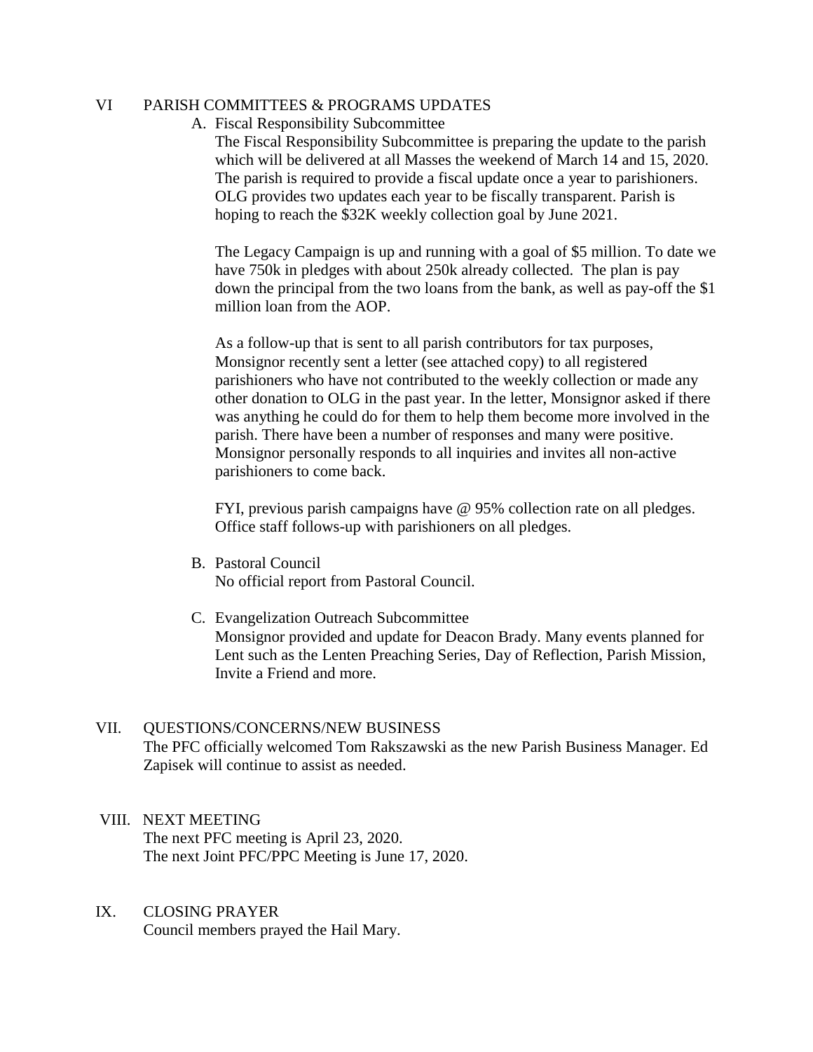VI PARISH COMMITTEES & PROGRAMS UPDATES

A. Fiscal Responsibility Subcommittee

The Fiscal Responsibility Subcommittee is preparing the update to the parish which will be delivered at all Masses the weekend of March 14 and 15, 2020. The parish is required to provide a fiscal update once a year to parishioners. OLG provides two updates each year to be fiscally transparent. Parish is hoping to reach the $32K weekly collection goal by June 2021.

The Legacy Campaign is up and running with a goal of $5 million. To date we have 750k in pledges with about 250k already collected. The plan is pay down the principal from the two loans from the bank, as well as pay-off the $1 million loan from the AOP.

As a follow-up that is sent to all parish contributors for tax purposes, Monsignor recently sent a letter (see attached copy) to all registered parishioners who have not contributed to the weekly collection or made any other donation to OLG in the past year. In the letter, Monsignor asked if there was anything he could do for them to help them become more involved in the parish. There have been a number of responses and many were positive. Monsignor personally responds to all inquiries and invites all non-active parishioners to come back.

FYI, previous parish campaigns have @ 95% collection rate on all pledges. Office staff follows-up with parishioners on all pledges.

B. Pastoral Council

No official report from Pastoral Council.

C. Evangelization Outreach Subcommittee

Monsignor provided and update for Deacon Brady. Many events planned for Lent such as the Lenten Preaching Series, Day of Reflection, Parish Mission, Invite a Friend and more.

VII. QUESTIONS/CONCERNS/NEW BUSINESS

The PFC officially welcomed Tom Rakszawski as the new Parish Business Manager. Ed Zapisek will continue to assist as needed.

VIII. NEXT MEETING

The next PFC meeting is April 23, 2020.
The next Joint PFC/PPC Meeting is June 17, 2020.

IX. CLOSING PRAYER

Council members prayed the Hail Mary.